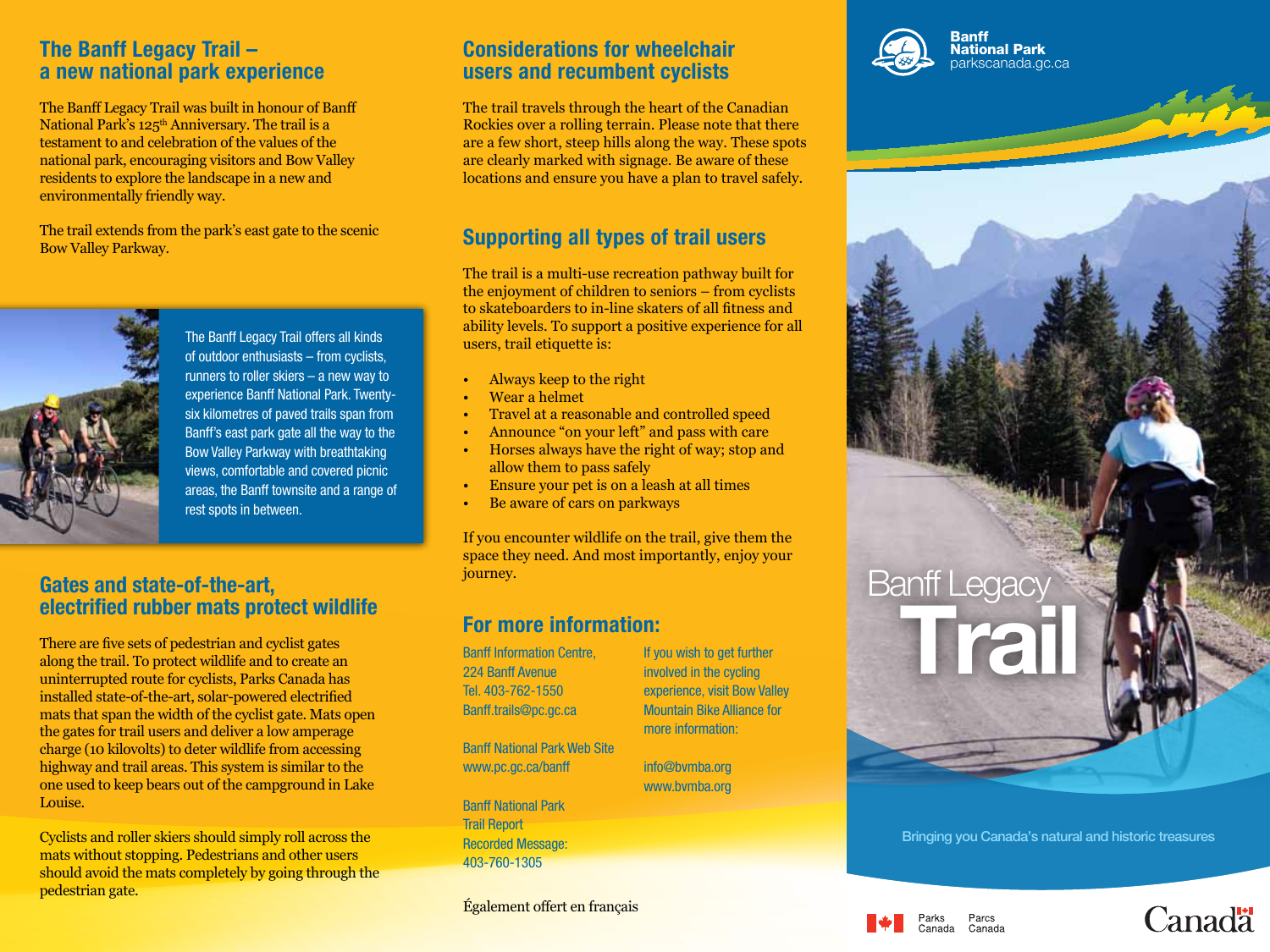## The Banff Legacy Trail – a new national park experience

The Banff Legacy Trail was built in honour of Banff National Park's 125th Anniversary. The trail is a testament to and celebration of the values of the national park, encouraging visitors and Bow Valley residents to explore the landscape in a new and environmentally friendly way.

The trail extends from the park's east gate to the scenic Bow Valley Parkway.

The Banff Legacy Trail offers all kinds of outdoor enthusiasts – from cyclists, runners to roller skiers – a new way to experience Banff National Park. Twenty-six kilometres of paved trails span from Banff's east park gate all the way to the Bow Valley Parkway with breathtaking views, comfortable and covered picnic areas, the Banff townsite and a range of rest spots in between.

## Gates and state-of-the-art, electrified rubber mats protect wildlife

There are five sets of pedestrian and cyclist gates along the trail. To protect wildlife and to create an uninterrupted route for cyclists, Parks Canada has installed state-of-the-art, solar-powered electrified mats that span the width of the cyclist gate. Mats open the gates for trail users and deliver a low amperage charge (10 kilovolts) to deter wildlife from accessing highway and trail areas. This system is similar to the one used to keep bears out of the campground in Lake Louise.

Cyclists and roller skiers should simply roll across the mats without stopping. Pedestrians and other users should avoid the mats completely by going through the pedestrian gate.

## Considerations for wheelchair users and recumbent cyclists

The trail travels through the heart of the Canadian Rockies over a rolling terrain. Please note that there are a few short, steep hills along the way. These spots are clearly marked with signage. Be aware of these locations and ensure you have a plan to travel safely.

## Supporting all types of trail users

The trail is a multi-use recreation pathway built for the enjoyment of children to seniors – from cyclists to skateboarders to in-line skaters of all fitness and ability levels. To support a positive experience for all users, trail etiquette is:

- Always keep to the right
- Wear a helmet
- Travel at a reasonable and controlled speed
- Announce "on your left" and pass with care
- Horses always have the right of way; stop and allow them to pass safely
- Ensure your pet is on a leash at all times
- Be aware of cars on parkways

If you encounter wildlife on the trail, give them the space they need. And most importantly, enjoy your journey.

## For more information:

Banff Information Centre,
224 Banff Avenue
Tel. 403-762-1550
Banff.trails@pc.gc.ca

Banff National Park Web Site
www.pc.gc.ca/banff

Banff National Park Trail Report Recorded Message:
403-760-1305

If you wish to get further involved in the cycling experience, visit Bow Valley Mountain Bike Alliance for more information:

info@bvmba.org
www.bvmba.org

Également offert en français

# Banff Legacy Trail

Banff National Park
parkscanada.gc.ca

Bringing you Canada's natural and historic treasures

Parks Canada / Parcs Canada

Canada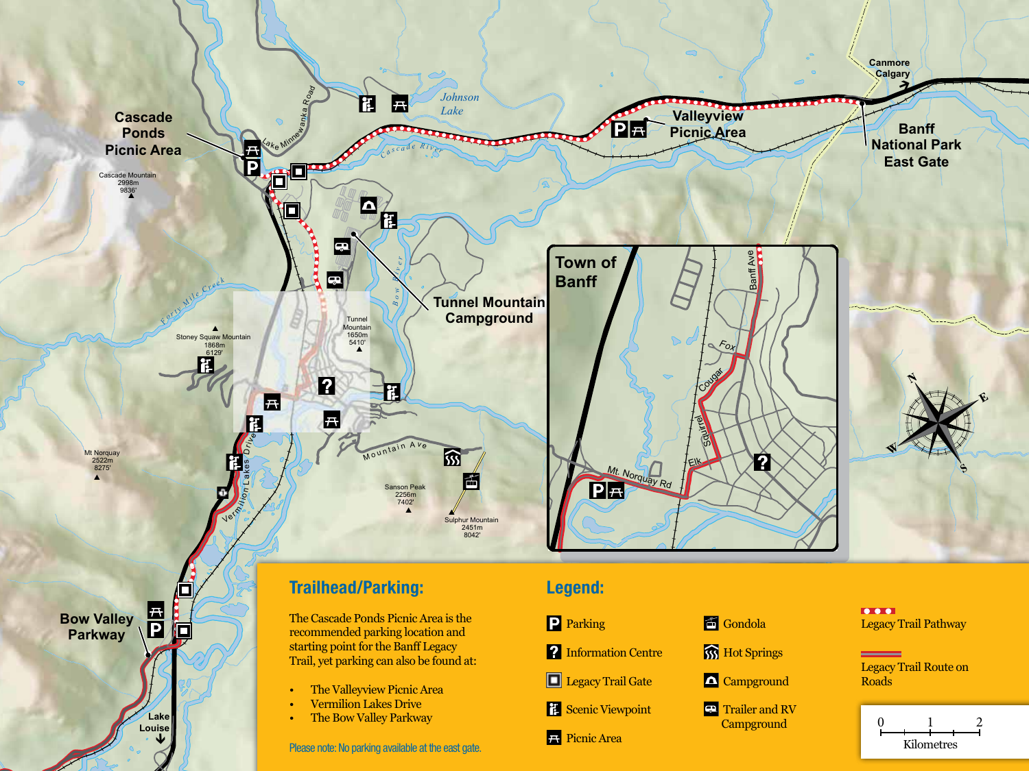## Trailhead/Parking:

The Cascade Ponds Picnic Area is the recommended parking location and starting point for the Banff Legacy Trail, yet parking can also be found at:

- The Valleyview Picnic Area
- Vermilion Lakes Drive
- The Bow Valley Parkway

Please note: No parking available at the east gate.

## Legend:

- Parking
- Information Centre
- Legacy Trail Gate
- Scenic Viewpoint
- Picnic Area
- Gondola
- Hot Springs
- Campground
- Trailer and RV Campground
- Legacy Trail Pathway
- Legacy Trail Route on Roads

0 1 2
Kilometres

Cascade Ponds Picnic Area

Cascade Mountain
2998m
9836'

Lake Minnewanka Road

Johnson Lake

Cascade River

Valleyview Picnic Area

Canmore
Calgary

Banff National Park East Gate

Tunnel Mountain Campground

Bow River

Forty Mile Creek

Stoney Squaw Mountain
1868m
6129'

Tunnel Mountain
1650m
5410'

Mountain Ave

Mt Norquay
2522m
8275'

Vermilion Lakes Drive

Sanson Peak
2256m
7402'

Sulphur Mountain
2451m
8042'

Bow Valley Parkway

Lake Louise

Town of Banff

Banff Ave

Fox

Cougar

Squirrel

Elk

Mt. Norquay Rd

N E S W